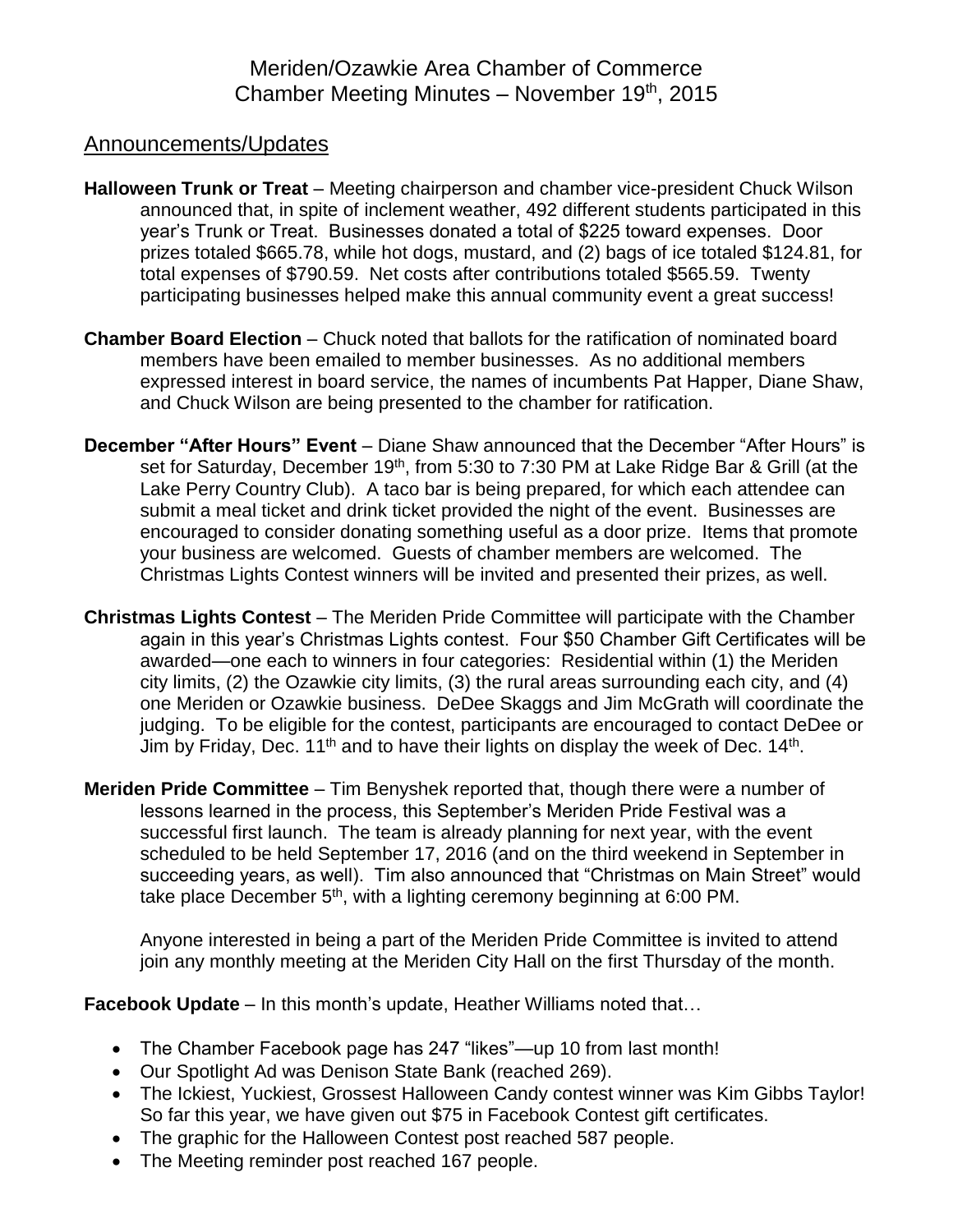# Meriden/Ozawkie Area Chamber of Commerce
# Chamber Meeting Minutes – November 19th, 2015

## Announcements/Updates

**Halloween Trunk or Treat** – Meeting chairperson and chamber vice-president Chuck Wilson announced that, in spite of inclement weather, 492 different students participated in this year's Trunk or Treat. Businesses donated a total of $225 toward expenses. Door prizes totaled $665.78, while hot dogs, mustard, and (2) bags of ice totaled $124.81, for total expenses of $790.59. Net costs after contributions totaled $565.59. Twenty participating businesses helped make this annual community event a great success!

**Chamber Board Election** – Chuck noted that ballots for the ratification of nominated board members have been emailed to member businesses. As no additional members expressed interest in board service, the names of incumbents Pat Happer, Diane Shaw, and Chuck Wilson are being presented to the chamber for ratification.

**December "After Hours" Event** – Diane Shaw announced that the December "After Hours" is set for Saturday, December 19th, from 5:30 to 7:30 PM at Lake Ridge Bar & Grill (at the Lake Perry Country Club). A taco bar is being prepared, for which each attendee can submit a meal ticket and drink ticket provided the night of the event. Businesses are encouraged to consider donating something useful as a door prize. Items that promote your business are welcomed. Guests of chamber members are welcomed. The Christmas Lights Contest winners will be invited and presented their prizes, as well.

**Christmas Lights Contest** – The Meriden Pride Committee will participate with the Chamber again in this year's Christmas Lights contest. Four $50 Chamber Gift Certificates will be awarded—one each to winners in four categories: Residential within (1) the Meriden city limits, (2) the Ozawkie city limits, (3) the rural areas surrounding each city, and (4) one Meriden or Ozawkie business. DeDee Skaggs and Jim McGrath will coordinate the judging. To be eligible for the contest, participants are encouraged to contact DeDee or Jim by Friday, Dec. 11th and to have their lights on display the week of Dec. 14th.

**Meriden Pride Committee** – Tim Benyshek reported that, though there were a number of lessons learned in the process, this September's Meriden Pride Festival was a successful first launch. The team is already planning for next year, with the event scheduled to be held September 17, 2016 (and on the third weekend in September in succeeding years, as well). Tim also announced that "Christmas on Main Street" would take place December 5th, with a lighting ceremony beginning at 6:00 PM.

Anyone interested in being a part of the Meriden Pride Committee is invited to attend join any monthly meeting at the Meriden City Hall on the first Thursday of the month.

**Facebook Update** – In this month's update, Heather Williams noted that…

- The Chamber Facebook page has 247 "likes"—up 10 from last month!
- Our Spotlight Ad was Denison State Bank (reached 269).
- The Ickiest, Yuckiest, Grossest Halloween Candy contest winner was Kim Gibbs Taylor! So far this year, we have given out $75 in Facebook Contest gift certificates.
- The graphic for the Halloween Contest post reached 587 people.
- The Meeting reminder post reached 167 people.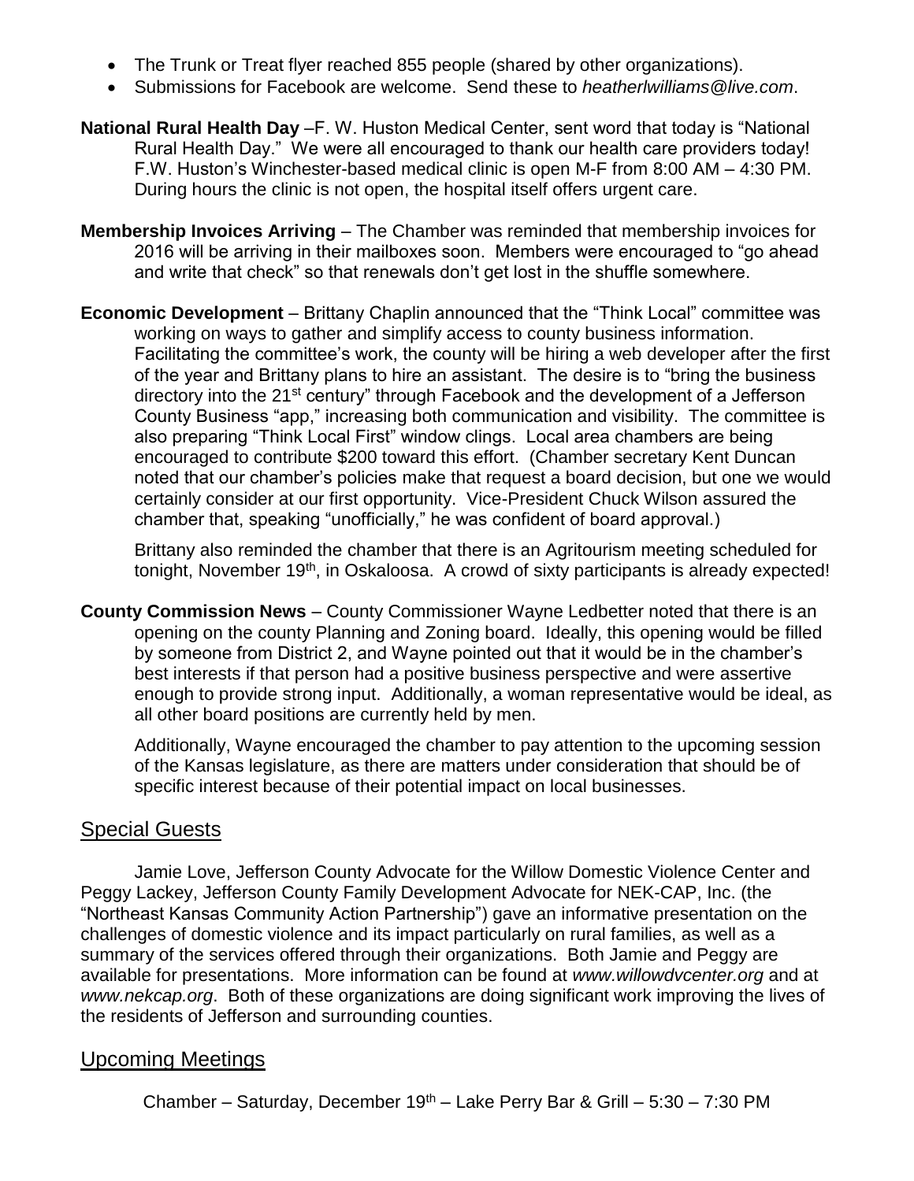- The Trunk or Treat flyer reached 855 people (shared by other organizations).
- Submissions for Facebook are welcome. Send these to *heatherlwilliams@live.com*.

**National Rural Health Day** –F. W. Huston Medical Center, sent word that today is "National Rural Health Day." We were all encouraged to thank our health care providers today! F.W. Huston's Winchester-based medical clinic is open M-F from 8:00 AM – 4:30 PM. During hours the clinic is not open, the hospital itself offers urgent care.

**Membership Invoices Arriving** – The Chamber was reminded that membership invoices for 2016 will be arriving in their mailboxes soon. Members were encouraged to "go ahead and write that check" so that renewals don't get lost in the shuffle somewhere.

**Economic Development** – Brittany Chaplin announced that the "Think Local" committee was working on ways to gather and simplify access to county business information. Facilitating the committee's work, the county will be hiring a web developer after the first of the year and Brittany plans to hire an assistant. The desire is to "bring the business directory into the 21st century" through Facebook and the development of a Jefferson County Business "app," increasing both communication and visibility. The committee is also preparing "Think Local First" window clings. Local area chambers are being encouraged to contribute $200 toward this effort. (Chamber secretary Kent Duncan noted that our chamber's policies make that request a board decision, but one we would certainly consider at our first opportunity. Vice-President Chuck Wilson assured the chamber that, speaking "unofficially," he was confident of board approval.)

Brittany also reminded the chamber that there is an Agritourism meeting scheduled for tonight, November 19th, in Oskaloosa. A crowd of sixty participants is already expected!

**County Commission News** – County Commissioner Wayne Ledbetter noted that there is an opening on the county Planning and Zoning board. Ideally, this opening would be filled by someone from District 2, and Wayne pointed out that it would be in the chamber's best interests if that person had a positive business perspective and were assertive enough to provide strong input. Additionally, a woman representative would be ideal, as all other board positions are currently held by men.

Additionally, Wayne encouraged the chamber to pay attention to the upcoming session of the Kansas legislature, as there are matters under consideration that should be of specific interest because of their potential impact on local businesses.

## Special Guests

Jamie Love, Jefferson County Advocate for the Willow Domestic Violence Center and Peggy Lackey, Jefferson County Family Development Advocate for NEK-CAP, Inc. (the "Northeast Kansas Community Action Partnership") gave an informative presentation on the challenges of domestic violence and its impact particularly on rural families, as well as a summary of the services offered through their organizations. Both Jamie and Peggy are available for presentations. More information can be found at *www.willowdvcenter.org* and at *www.nekcap.org*. Both of these organizations are doing significant work improving the lives of the residents of Jefferson and surrounding counties.

## Upcoming Meetings

Chamber – Saturday, December 19th – Lake Perry Bar & Grill – 5:30 – 7:30 PM